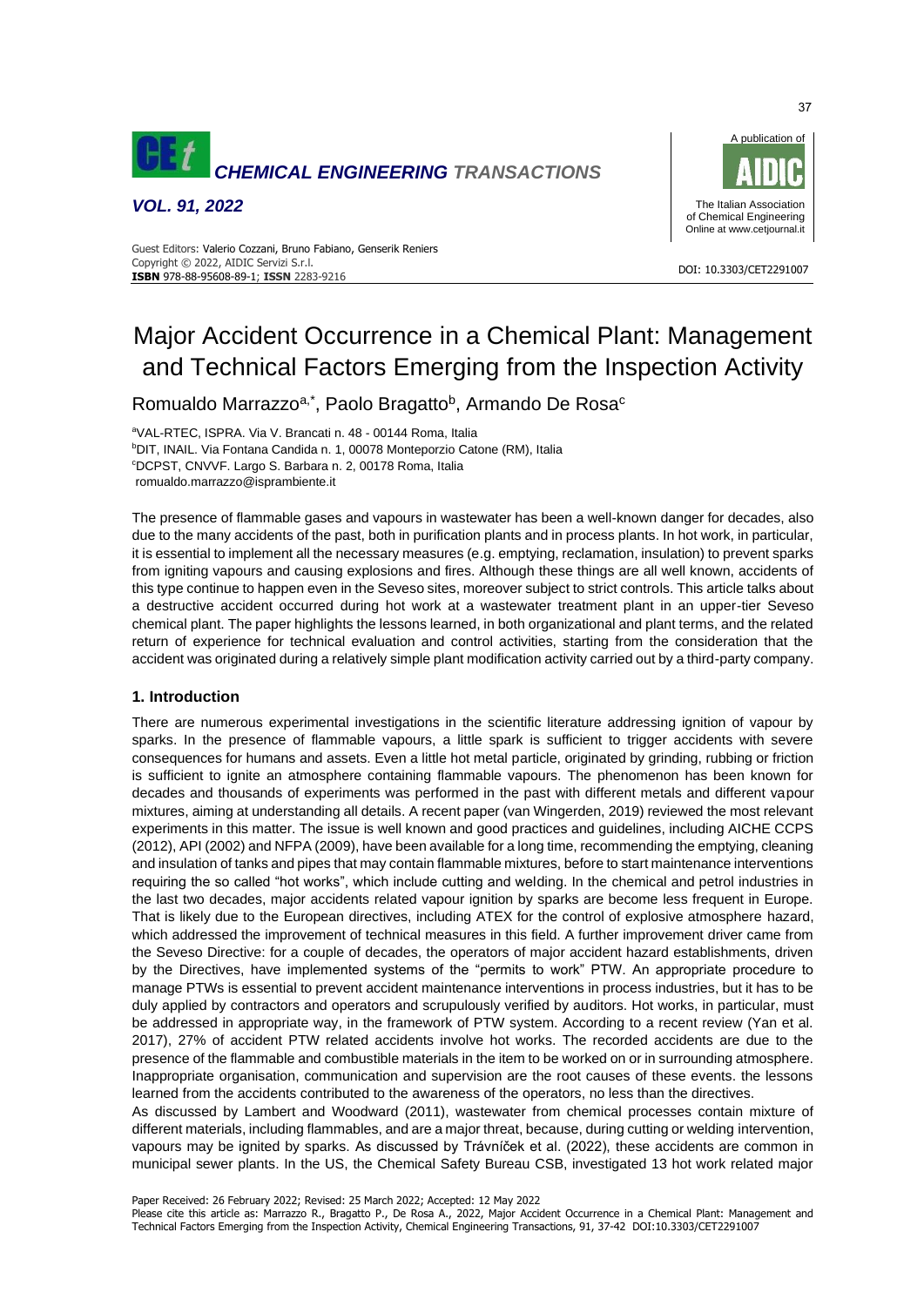# Major Accident Occurrence in a Chemical Plant: Management and Technical Factors Emerging from the Inspection Activity

Romualdo Marrazzo[a,*], Paolo Bragatto[b], Armando De Rosa[c]

[a]VAL-RTEC, ISPRA. Via V. Brancati n. 48 - 00144 Roma, Italia
[b]DIT, INAIL. Via Fontana Candida n. 1, 00078 Monteporzio Catone (RM), Italia
[c]DCPST, CNVVF. Largo S. Barbara n. 2, 00178 Roma, Italia
romualdo.marrazzo@isprambiente.it

The presence of flammable gases and vapours in wastewater has been a well-known danger for decades, also due to the many accidents of the past, both in purification plants and in process plants. In hot work, in particular, it is essential to implement all the necessary measures (e.g. emptying, reclamation, insulation) to prevent sparks from igniting vapours and causing explosions and fires. Although these things are all well known, accidents of this type continue to happen even in the Seveso sites, moreover subject to strict controls. This article talks about a destructive accident occurred during hot work at a wastewater treatment plant in an upper-tier Seveso chemical plant. The paper highlights the lessons learned, in both organizational and plant terms, and the related return of experience for technical evaluation and control activities, starting from the consideration that the accident was originated during a relatively simple plant modification activity carried out by a third-party company.

## 1. Introduction

There are numerous experimental investigations in the scientific literature addressing ignition of vapour by sparks. In the presence of flammable vapours, a little spark is sufficient to trigger accidents with severe consequences for humans and assets. Even a little hot metal particle, originated by grinding, rubbing or friction is sufficient to ignite an atmosphere containing flammable vapours. The phenomenon has been known for decades and thousands of experiments was performed in the past with different metals and different vapour mixtures, aiming at understanding all details. A recent paper (van Wingerden, 2019) reviewed the most relevant experiments in this matter. The issue is well known and good practices and guidelines, including AICHE CCPS (2012), API (2002) and NFPA (2009), have been available for a long time, recommending the emptying, cleaning and insulation of tanks and pipes that may contain flammable mixtures, before to start maintenance interventions requiring the so called "hot works", which include cutting and welding. In the chemical and petrol industries in the last two decades, major accidents related vapour ignition by sparks are become less frequent in Europe. That is likely due to the European directives, including ATEX for the control of explosive atmosphere hazard, which addressed the improvement of technical measures in this field. A further improvement driver came from the Seveso Directive: for a couple of decades, the operators of major accident hazard establishments, driven by the Directives, have implemented systems of the "permits to work" PTW. An appropriate procedure to manage PTWs is essential to prevent accident maintenance interventions in process industries, but it has to be duly applied by contractors and operators and scrupulously verified by auditors. Hot works, in particular, must be addressed in appropriate way, in the framework of PTW system. According to a recent review (Yan et al. 2017), 27% of accident PTW related accidents involve hot works. The recorded accidents are due to the presence of the flammable and combustible materials in the item to be worked on or in surrounding atmosphere. Inappropriate organisation, communication and supervision are the root causes of these events. the lessons learned from the accidents contributed to the awareness of the operators, no less than the directives.

As discussed by Lambert and Woodward (2011), wastewater from chemical processes contain mixture of different materials, including flammables, and are a major threat, because, during cutting or welding intervention, vapours may be ignited by sparks. As discussed by Trávníček et al. (2022), these accidents are common in municipal sewer plants. In the US, the Chemical Safety Bureau CSB, investigated 13 hot work related major

Paper Received: 26 February 2022; Revised: 25 March 2022; Accepted: 12 May 2022

Please cite this article as: Marrazzo R., Bragatto P., De Rosa A., 2022, Major Accident Occurrence in a Chemical Plant: Management and Technical Factors Emerging from the Inspection Activity, Chemical Engineering Transactions, 91, 37-42 DOI:10.3303/CET2291007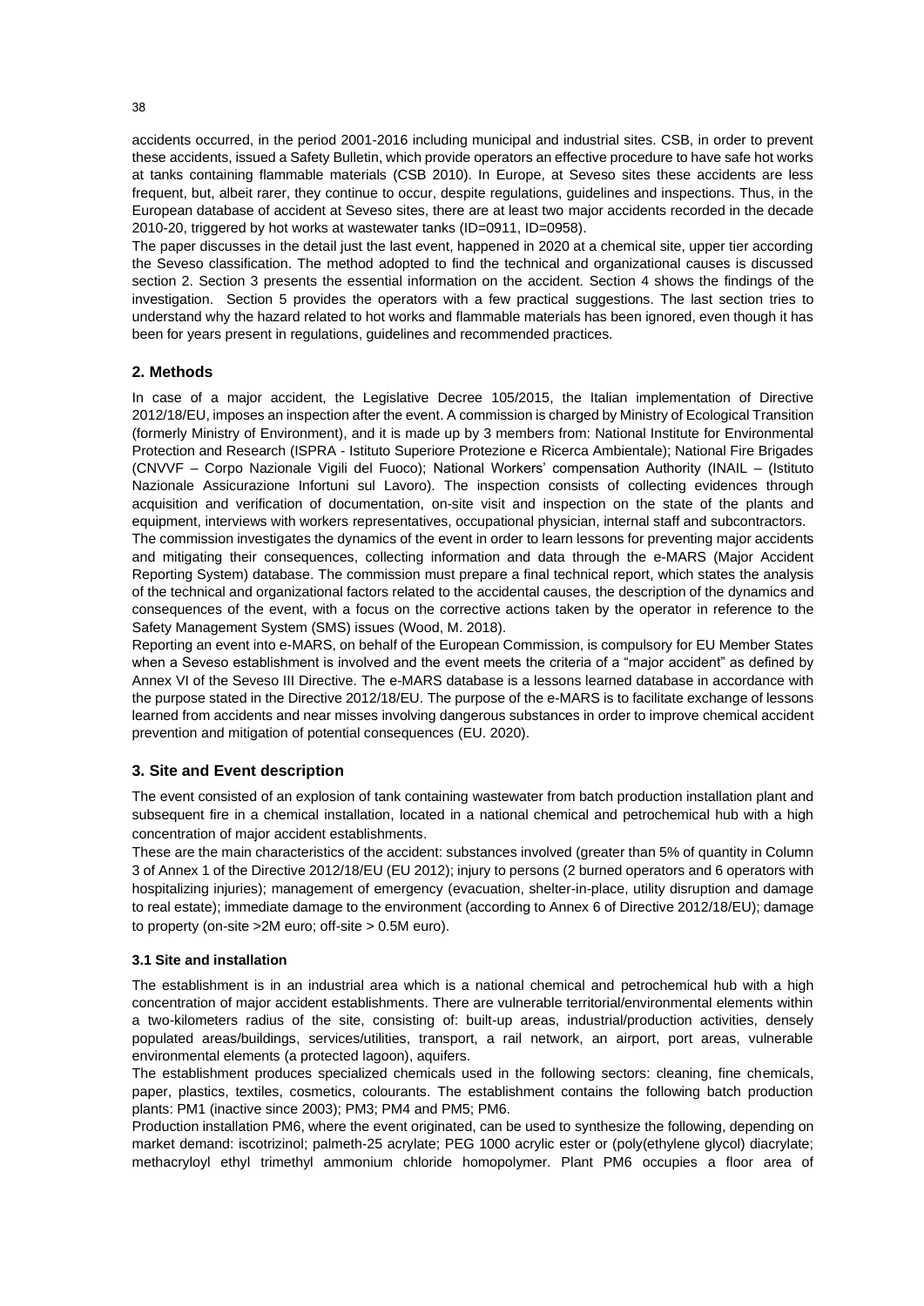accidents occurred, in the period 2001-2016 including municipal and industrial sites. CSB, in order to prevent these accidents, issued a Safety Bulletin, which provide operators an effective procedure to have safe hot works at tanks containing flammable materials (CSB 2010). In Europe, at Seveso sites these accidents are less frequent, but, albeit rarer, they continue to occur, despite regulations, guidelines and inspections. Thus, in the European database of accident at Seveso sites, there are at least two major accidents recorded in the decade 2010-20, triggered by hot works at wastewater tanks (ID=0911, ID=0958).

The paper discusses in the detail just the last event, happened in 2020 at a chemical site, upper tier according the Seveso classification. The method adopted to find the technical and organizational causes is discussed section 2. Section 3 presents the essential information on the accident. Section 4 shows the findings of the investigation. Section 5 provides the operators with a few practical suggestions. The last section tries to understand why the hazard related to hot works and flammable materials has been ignored, even though it has been for years present in regulations, guidelines and recommended practices.

## 2. Methods

In case of a major accident, the Legislative Decree 105/2015, the Italian implementation of Directive 2012/18/EU, imposes an inspection after the event. A commission is charged by Ministry of Ecological Transition (formerly Ministry of Environment), and it is made up by 3 members from: National Institute for Environmental Protection and Research (ISPRA - Istituto Superiore Protezione e Ricerca Ambientale); National Fire Brigades (CNVVF – Corpo Nazionale Vigili del Fuoco); National Workers' compensation Authority (INAIL – (Istituto Nazionale Assicurazione Infortuni sul Lavoro). The inspection consists of collecting evidences through acquisition and verification of documentation, on-site visit and inspection on the state of the plants and equipment, interviews with workers representatives, occupational physician, internal staff and subcontractors.

The commission investigates the dynamics of the event in order to learn lessons for preventing major accidents and mitigating their consequences, collecting information and data through the e-MARS (Major Accident Reporting System) database. The commission must prepare a final technical report, which states the analysis of the technical and organizational factors related to the accidental causes, the description of the dynamics and consequences of the event, with a focus on the corrective actions taken by the operator in reference to the Safety Management System (SMS) issues (Wood, M. 2018).

Reporting an event into e-MARS, on behalf of the European Commission, is compulsory for EU Member States when a Seveso establishment is involved and the event meets the criteria of a "major accident" as defined by Annex VI of the Seveso III Directive. The e-MARS database is a lessons learned database in accordance with the purpose stated in the Directive 2012/18/EU. The purpose of the e-MARS is to facilitate exchange of lessons learned from accidents and near misses involving dangerous substances in order to improve chemical accident prevention and mitigation of potential consequences (EU. 2020).

## 3. Site and Event description

The event consisted of an explosion of tank containing wastewater from batch production installation plant and subsequent fire in a chemical installation, located in a national chemical and petrochemical hub with a high concentration of major accident establishments.

These are the main characteristics of the accident: substances involved (greater than 5% of quantity in Column 3 of Annex 1 of the Directive 2012/18/EU (EU 2012); injury to persons (2 burned operators and 6 operators with hospitalizing injuries); management of emergency (evacuation, shelter-in-place, utility disruption and damage to real estate); immediate damage to the environment (according to Annex 6 of Directive 2012/18/EU); damage to property (on-site >2M euro; off-site > 0.5M euro).

### 3.1 Site and installation

The establishment is in an industrial area which is a national chemical and petrochemical hub with a high concentration of major accident establishments. There are vulnerable territorial/environmental elements within a two-kilometers radius of the site, consisting of: built-up areas, industrial/production activities, densely populated areas/buildings, services/utilities, transport, a rail network, an airport, port areas, vulnerable environmental elements (a protected lagoon), aquifers.

The establishment produces specialized chemicals used in the following sectors: cleaning, fine chemicals, paper, plastics, textiles, cosmetics, colourants. The establishment contains the following batch production plants: PM1 (inactive since 2003); PM3; PM4 and PM5; PM6.

Production installation PM6, where the event originated, can be used to synthesize the following, depending on market demand: iscotrizinol; palmeth-25 acrylate; PEG 1000 acrylic ester or (poly(ethylene glycol) diacrylate; methacryloyl ethyl trimethyl ammonium chloride homopolymer. Plant PM6 occupies a floor area of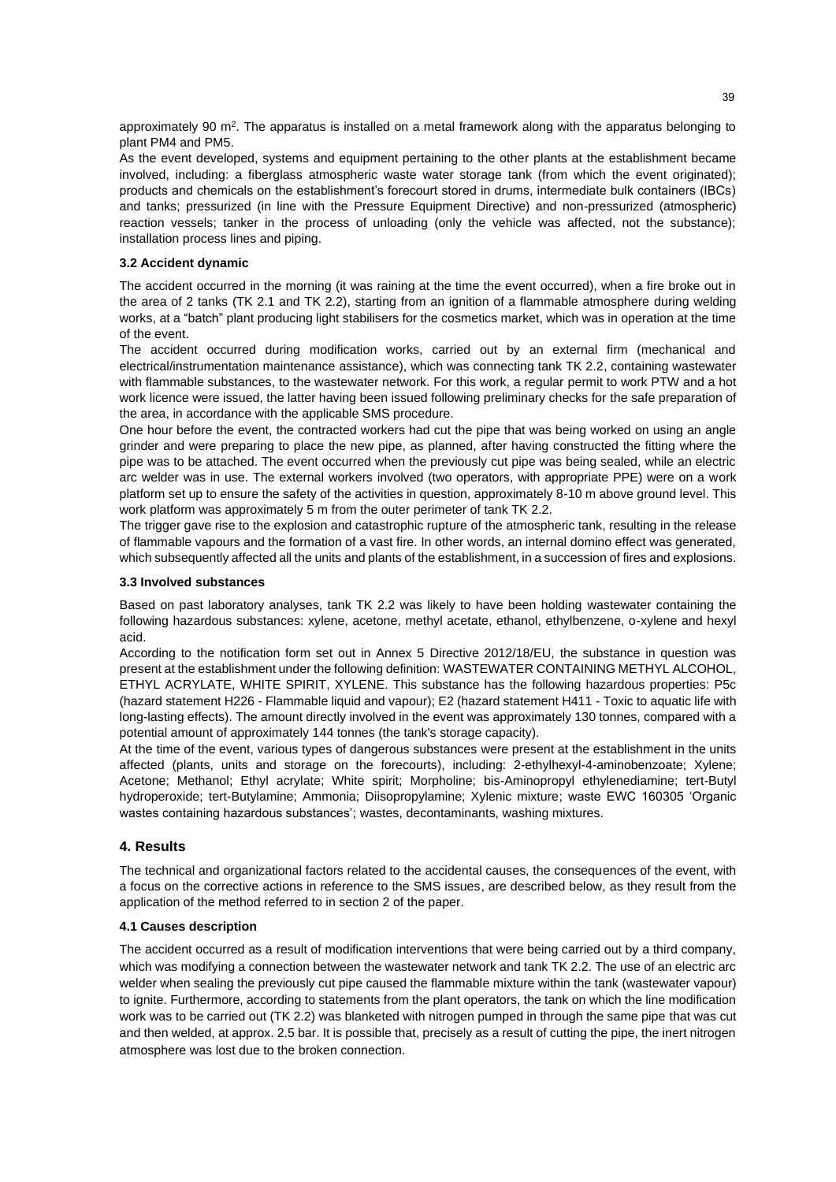approximately 90 $m^2$. The apparatus is installed on a metal framework along with the apparatus belonging to plant PM4 and PM5.

As the event developed, systems and equipment pertaining to the other plants at the establishment became involved, including: a fiberglass atmospheric waste water storage tank (from which the event originated); products and chemicals on the establishment's forecourt stored in drums, intermediate bulk containers (IBCs) and tanks; pressurized (in line with the Pressure Equipment Directive) and non-pressurized (atmospheric) reaction vessels; tanker in the process of unloading (only the vehicle was affected, not the substance); installation process lines and piping.

### 3.2 Accident dynamic

The accident occurred in the morning (it was raining at the time the event occurred), when a fire broke out in the area of 2 tanks (TK 2.1 and TK 2.2), starting from an ignition of a flammable atmosphere during welding works, at a "batch" plant producing light stabilisers for the cosmetics market, which was in operation at the time of the event.

The accident occurred during modification works, carried out by an external firm (mechanical and electrical/instrumentation maintenance assistance), which was connecting tank TK 2.2, containing wastewater with flammable substances, to the wastewater network. For this work, a regular permit to work PTW and a hot work licence were issued, the latter having been issued following preliminary checks for the safe preparation of the area, in accordance with the applicable SMS procedure.

One hour before the event, the contracted workers had cut the pipe that was being worked on using an angle grinder and were preparing to place the new pipe, as planned, after having constructed the fitting where the pipe was to be attached. The event occurred when the previously cut pipe was being sealed, while an electric arc welder was in use. The external workers involved (two operators, with appropriate PPE) were on a work platform set up to ensure the safety of the activities in question, approximately 8-10 m above ground level. This work platform was approximately 5 m from the outer perimeter of tank TK 2.2.

The trigger gave rise to the explosion and catastrophic rupture of the atmospheric tank, resulting in the release of flammable vapours and the formation of a vast fire. In other words, an internal domino effect was generated, which subsequently affected all the units and plants of the establishment, in a succession of fires and explosions.

### 3.3 Involved substances

Based on past laboratory analyses, tank TK 2.2 was likely to have been holding wastewater containing the following hazardous substances: xylene, acetone, methyl acetate, ethanol, ethylbenzene, o-xylene and hexyl acid.

According to the notification form set out in Annex 5 Directive 2012/18/EU, the substance in question was present at the establishment under the following definition: WASTEWATER CONTAINING METHYL ALCOHOL, ETHYL ACRYLATE, WHITE SPIRIT, XYLENE. This substance has the following hazardous properties: P5c (hazard statement H226 - Flammable liquid and vapour); E2 (hazard statement H411 - Toxic to aquatic life with long-lasting effects). The amount directly involved in the event was approximately 130 tonnes, compared with a potential amount of approximately 144 tonnes (the tank's storage capacity).

At the time of the event, various types of dangerous substances were present at the establishment in the units affected (plants, units and storage on the forecourts), including: 2-ethylhexyl-4-aminobenzoate; Xylene; Acetone; Methanol; Ethyl acrylate; White spirit; Morpholine; bis-Aminopropyl ethylenediamine; tert-Butyl hydroperoxide; tert-Butylamine; Ammonia; Diisopropylamine; Xylenic mixture; waste EWC 160305 'Organic wastes containing hazardous substances'; wastes, decontaminants, washing mixtures.

## 4. Results

The technical and organizational factors related to the accidental causes, the consequences of the event, with a focus on the corrective actions in reference to the SMS issues, are described below, as they result from the application of the method referred to in section 2 of the paper.

### 4.1 Causes description

The accident occurred as a result of modification interventions that were being carried out by a third company, which was modifying a connection between the wastewater network and tank TK 2.2. The use of an electric arc welder when sealing the previously cut pipe caused the flammable mixture within the tank (wastewater vapour) to ignite. Furthermore, according to statements from the plant operators, the tank on which the line modification work was to be carried out (TK 2.2) was blanketed with nitrogen pumped in through the same pipe that was cut and then welded, at approx. 2.5 bar. It is possible that, precisely as a result of cutting the pipe, the inert nitrogen atmosphere was lost due to the broken connection.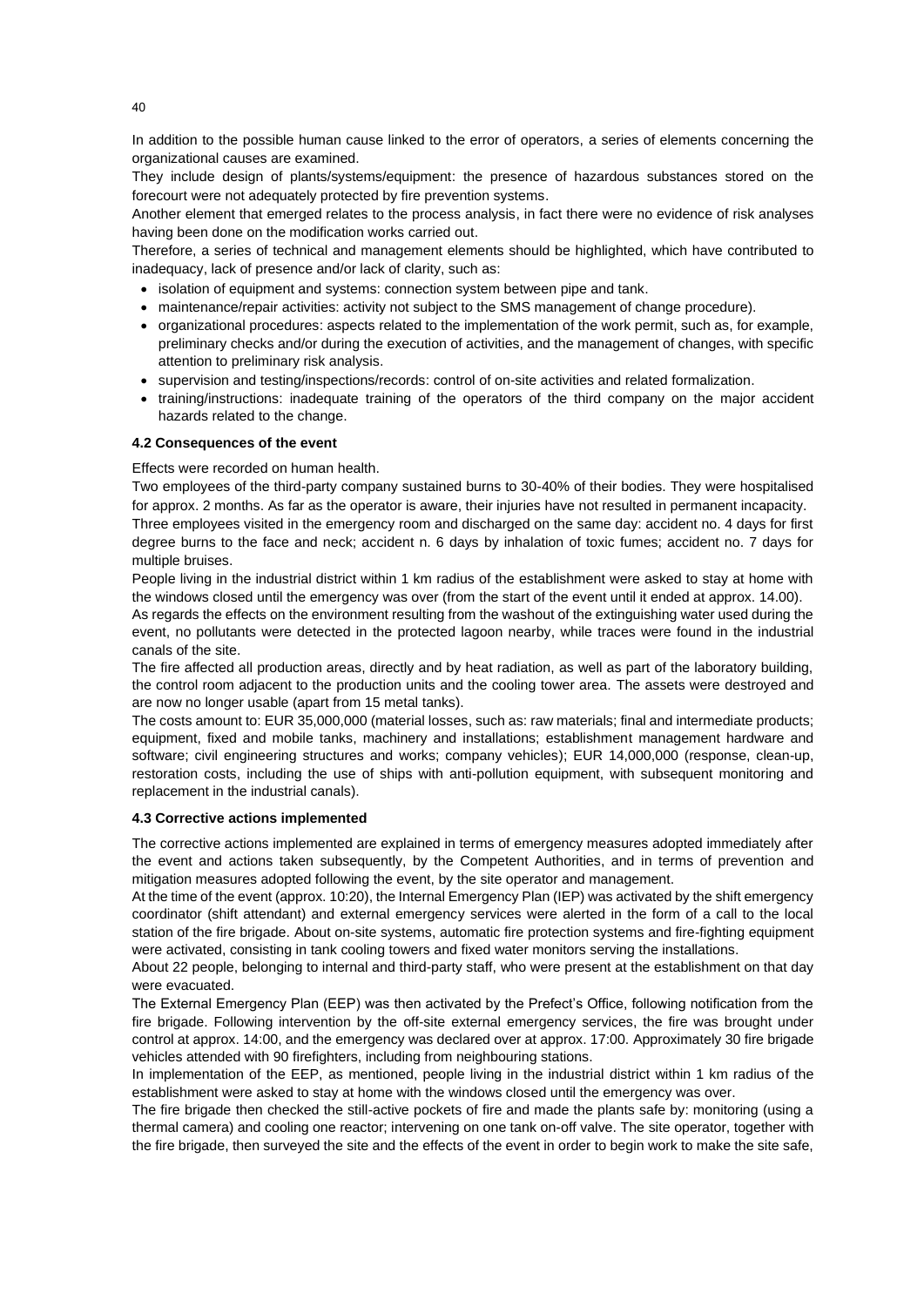In addition to the possible human cause linked to the error of operators, a series of elements concerning the organizational causes are examined.

They include design of plants/systems/equipment: the presence of hazardous substances stored on the forecourt were not adequately protected by fire prevention systems.

Another element that emerged relates to the process analysis, in fact there were no evidence of risk analyses having been done on the modification works carried out.

Therefore, a series of technical and management elements should be highlighted, which have contributed to inadequacy, lack of presence and/or lack of clarity, such as:

- isolation of equipment and systems: connection system between pipe and tank.
- maintenance/repair activities: activity not subject to the SMS management of change procedure).
- organizational procedures: aspects related to the implementation of the work permit, such as, for example, preliminary checks and/or during the execution of activities, and the management of changes, with specific attention to preliminary risk analysis.
- supervision and testing/inspections/records: control of on-site activities and related formalization.
- training/instructions: inadequate training of the operators of the third company on the major accident hazards related to the change.

#### 4.2 Consequences of the event

Effects were recorded on human health.

Two employees of the third-party company sustained burns to 30-40% of their bodies. They were hospitalised for approx. 2 months. As far as the operator is aware, their injuries have not resulted in permanent incapacity.

Three employees visited in the emergency room and discharged on the same day: accident no. 4 days for first degree burns to the face and neck; accident n. 6 days by inhalation of toxic fumes; accident no. 7 days for multiple bruises.

People living in the industrial district within 1 km radius of the establishment were asked to stay at home with the windows closed until the emergency was over (from the start of the event until it ended at approx. 14.00).

As regards the effects on the environment resulting from the washout of the extinguishing water used during the event, no pollutants were detected in the protected lagoon nearby, while traces were found in the industrial canals of the site.

The fire affected all production areas, directly and by heat radiation, as well as part of the laboratory building, the control room adjacent to the production units and the cooling tower area. The assets were destroyed and are now no longer usable (apart from 15 metal tanks).

The costs amount to: EUR 35,000,000 (material losses, such as: raw materials; final and intermediate products; equipment, fixed and mobile tanks, machinery and installations; establishment management hardware and software; civil engineering structures and works; company vehicles); EUR 14,000,000 (response, clean-up, restoration costs, including the use of ships with anti-pollution equipment, with subsequent monitoring and replacement in the industrial canals).

#### 4.3 Corrective actions implemented

The corrective actions implemented are explained in terms of emergency measures adopted immediately after the event and actions taken subsequently, by the Competent Authorities, and in terms of prevention and mitigation measures adopted following the event, by the site operator and management.

At the time of the event (approx. 10:20), the Internal Emergency Plan (IEP) was activated by the shift emergency coordinator (shift attendant) and external emergency services were alerted in the form of a call to the local station of the fire brigade. About on-site systems, automatic fire protection systems and fire-fighting equipment were activated, consisting in tank cooling towers and fixed water monitors serving the installations.

About 22 people, belonging to internal and third-party staff, who were present at the establishment on that day were evacuated.

The External Emergency Plan (EEP) was then activated by the Prefect's Office, following notification from the fire brigade. Following intervention by the off-site external emergency services, the fire was brought under control at approx. 14:00, and the emergency was declared over at approx. 17:00. Approximately 30 fire brigade vehicles attended with 90 firefighters, including from neighbouring stations.

In implementation of the EEP, as mentioned, people living in the industrial district within 1 km radius of the establishment were asked to stay at home with the windows closed until the emergency was over.

The fire brigade then checked the still-active pockets of fire and made the plants safe by: monitoring (using a thermal camera) and cooling one reactor; intervening on one tank on-off valve. The site operator, together with the fire brigade, then surveyed the site and the effects of the event in order to begin work to make the site safe,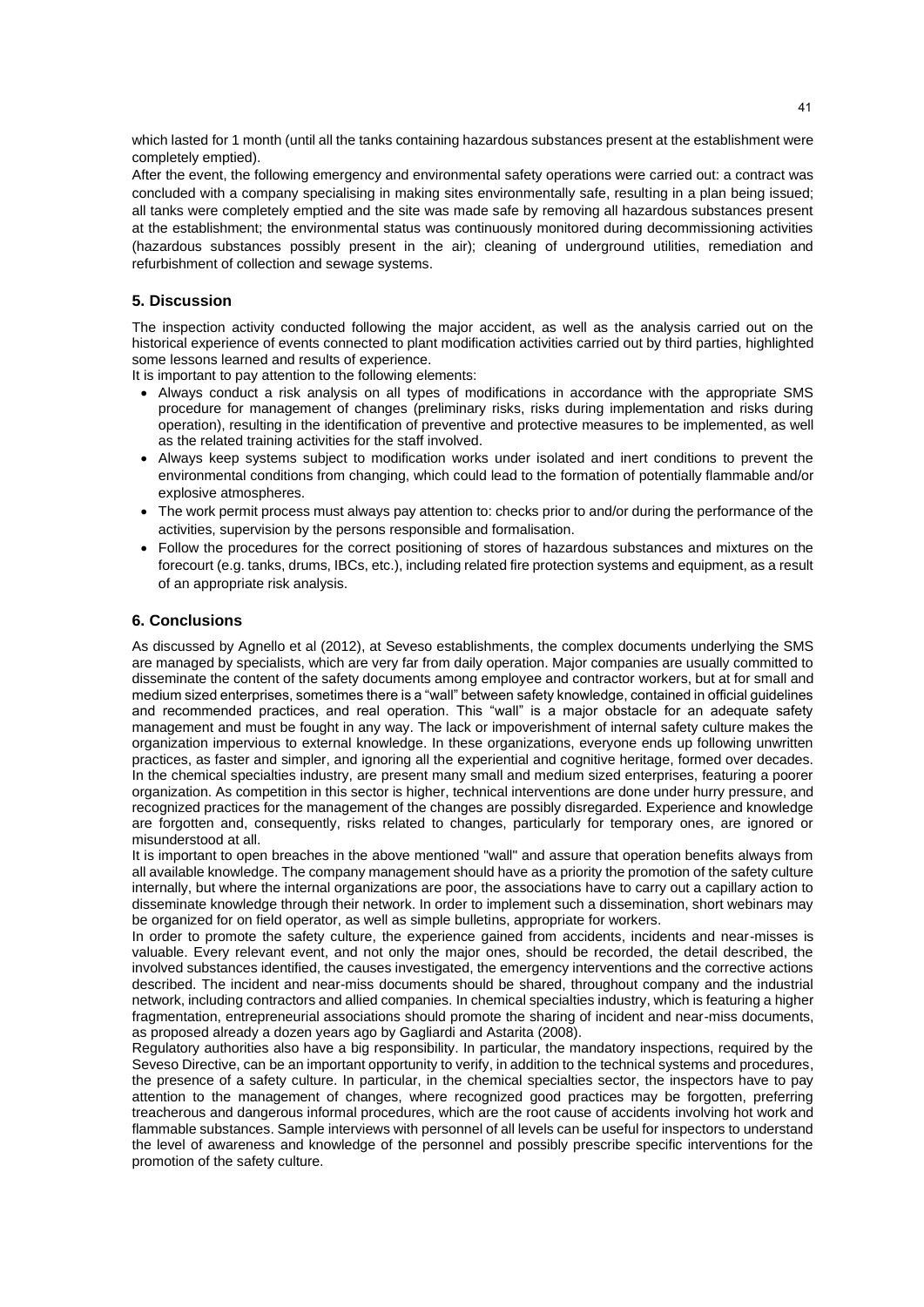which lasted for 1 month (until all the tanks containing hazardous substances present at the establishment were completely emptied).

After the event, the following emergency and environmental safety operations were carried out: a contract was concluded with a company specialising in making sites environmentally safe, resulting in a plan being issued; all tanks were completely emptied and the site was made safe by removing all hazardous substances present at the establishment; the environmental status was continuously monitored during decommissioning activities (hazardous substances possibly present in the air); cleaning of underground utilities, remediation and refurbishment of collection and sewage systems.

## 5. Discussion

The inspection activity conducted following the major accident, as well as the analysis carried out on the historical experience of events connected to plant modification activities carried out by third parties, highlighted some lessons learned and results of experience.

It is important to pay attention to the following elements:

- Always conduct a risk analysis on all types of modifications in accordance with the appropriate SMS procedure for management of changes (preliminary risks, risks during implementation and risks during operation), resulting in the identification of preventive and protective measures to be implemented, as well as the related training activities for the staff involved.
- Always keep systems subject to modification works under isolated and inert conditions to prevent the environmental conditions from changing, which could lead to the formation of potentially flammable and/or explosive atmospheres.
- The work permit process must always pay attention to: checks prior to and/or during the performance of the activities, supervision by the persons responsible and formalisation.
- Follow the procedures for the correct positioning of stores of hazardous substances and mixtures on the forecourt (e.g. tanks, drums, IBCs, etc.), including related fire protection systems and equipment, as a result of an appropriate risk analysis.

## 6. Conclusions

As discussed by Agnello et al (2012), at Seveso establishments, the complex documents underlying the SMS are managed by specialists, which are very far from daily operation. Major companies are usually committed to disseminate the content of the safety documents among employee and contractor workers, but at for small and medium sized enterprises, sometimes there is a "wall" between safety knowledge, contained in official guidelines and recommended practices, and real operation. This "wall" is a major obstacle for an adequate safety management and must be fought in any way. The lack or impoverishment of internal safety culture makes the organization impervious to external knowledge. In these organizations, everyone ends up following unwritten practices, as faster and simpler, and ignoring all the experiential and cognitive heritage, formed over decades. In the chemical specialties industry, are present many small and medium sized enterprises, featuring a poorer organization. As competition in this sector is higher, technical interventions are done under hurry pressure, and recognized practices for the management of the changes are possibly disregarded. Experience and knowledge are forgotten and, consequently, risks related to changes, particularly for temporary ones, are ignored or misunderstood at all.

It is important to open breaches in the above mentioned "wall" and assure that operation benefits always from all available knowledge. The company management should have as a priority the promotion of the safety culture internally, but where the internal organizations are poor, the associations have to carry out a capillary action to disseminate knowledge through their network. In order to implement such a dissemination, short webinars may be organized for on field operator, as well as simple bulletins, appropriate for workers.

In order to promote the safety culture, the experience gained from accidents, incidents and near-misses is valuable. Every relevant event, and not only the major ones, should be recorded, the detail described, the involved substances identified, the causes investigated, the emergency interventions and the corrective actions described. The incident and near-miss documents should be shared, throughout company and the industrial network, including contractors and allied companies. In chemical specialties industry, which is featuring a higher fragmentation, entrepreneurial associations should promote the sharing of incident and near-miss documents, as proposed already a dozen years ago by Gagliardi and Astarita (2008).

Regulatory authorities also have a big responsibility. In particular, the mandatory inspections, required by the Seveso Directive, can be an important opportunity to verify, in addition to the technical systems and procedures, the presence of a safety culture. In particular, in the chemical specialties sector, the inspectors have to pay attention to the management of changes, where recognized good practices may be forgotten, preferring treacherous and dangerous informal procedures, which are the root cause of accidents involving hot work and flammable substances. Sample interviews with personnel of all levels can be useful for inspectors to understand the level of awareness and knowledge of the personnel and possibly prescribe specific interventions for the promotion of the safety culture.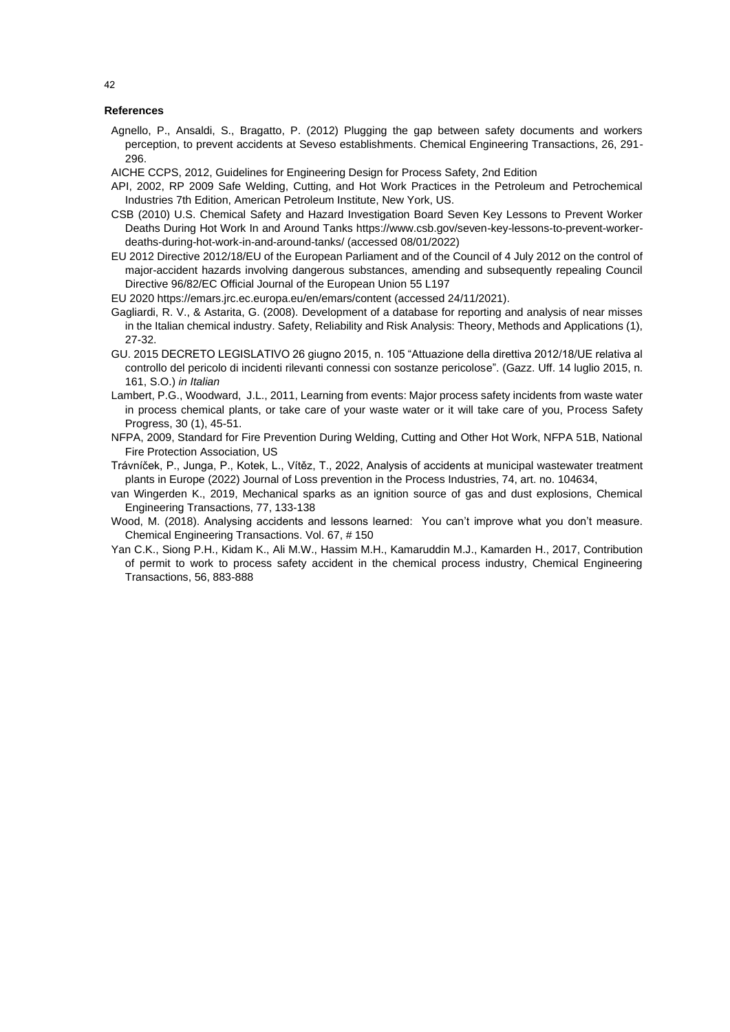**References**

Agnello, P., Ansaldi, S., Bragatto, P. (2012) Plugging the gap between safety documents and workers perception, to prevent accidents at Seveso establishments. Chemical Engineering Transactions, 26, 291-296.

AICHE CCPS, 2012, Guidelines for Engineering Design for Process Safety, 2nd Edition

API, 2002, RP 2009 Safe Welding, Cutting, and Hot Work Practices in the Petroleum and Petrochemical Industries 7th Edition, American Petroleum Institute, New York, US.

CSB (2010) U.S. Chemical Safety and Hazard Investigation Board Seven Key Lessons to Prevent Worker Deaths During Hot Work In and Around Tanks https://www.csb.gov/seven-key-lessons-to-prevent-worker-deaths-during-hot-work-in-and-around-tanks/ (accessed 08/01/2022)

EU 2012 Directive 2012/18/EU of the European Parliament and of the Council of 4 July 2012 on the control of major-accident hazards involving dangerous substances, amending and subsequently repealing Council Directive 96/82/EC Official Journal of the European Union 55 L197

EU 2020 https://emars.jrc.ec.europa.eu/en/emars/content (accessed 24/11/2021).

Gagliardi, R. V., & Astarita, G. (2008). Development of a database for reporting and analysis of near misses in the Italian chemical industry. Safety, Reliability and Risk Analysis: Theory, Methods and Applications (1), 27-32.

GU. 2015 DECRETO LEGISLATIVO 26 giugno 2015, n. 105 "Attuazione della direttiva 2012/18/UE relativa al controllo del pericolo di incidenti rilevanti connessi con sostanze pericolose". (Gazz. Uff. 14 luglio 2015, n. 161, S.O.) *in Italian*

Lambert, P.G., Woodward, J.L., 2011, Learning from events: Major process safety incidents from waste water in process chemical plants, or take care of your waste water or it will take care of you, Process Safety Progress, 30 (1), 45-51.

NFPA, 2009, Standard for Fire Prevention During Welding, Cutting and Other Hot Work, NFPA 51B, National Fire Protection Association, US

Trávníček, P., Junga, P., Kotek, L., Vítěz, T., 2022, Analysis of accidents at municipal wastewater treatment plants in Europe (2022) Journal of Loss prevention in the Process Industries, 74, art. no. 104634,

van Wingerden K., 2019, Mechanical sparks as an ignition source of gas and dust explosions, Chemical Engineering Transactions, 77, 133-138

Wood, M. (2018). Analysing accidents and lessons learned: You can't improve what you don't measure. Chemical Engineering Transactions. Vol. 67, # 150

Yan C.K., Siong P.H., Kidam K., Ali M.W., Hassim M.H., Kamaruddin M.J., Kamarden H., 2017, Contribution of permit to work to process safety accident in the chemical process industry, Chemical Engineering Transactions, 56, 883-888